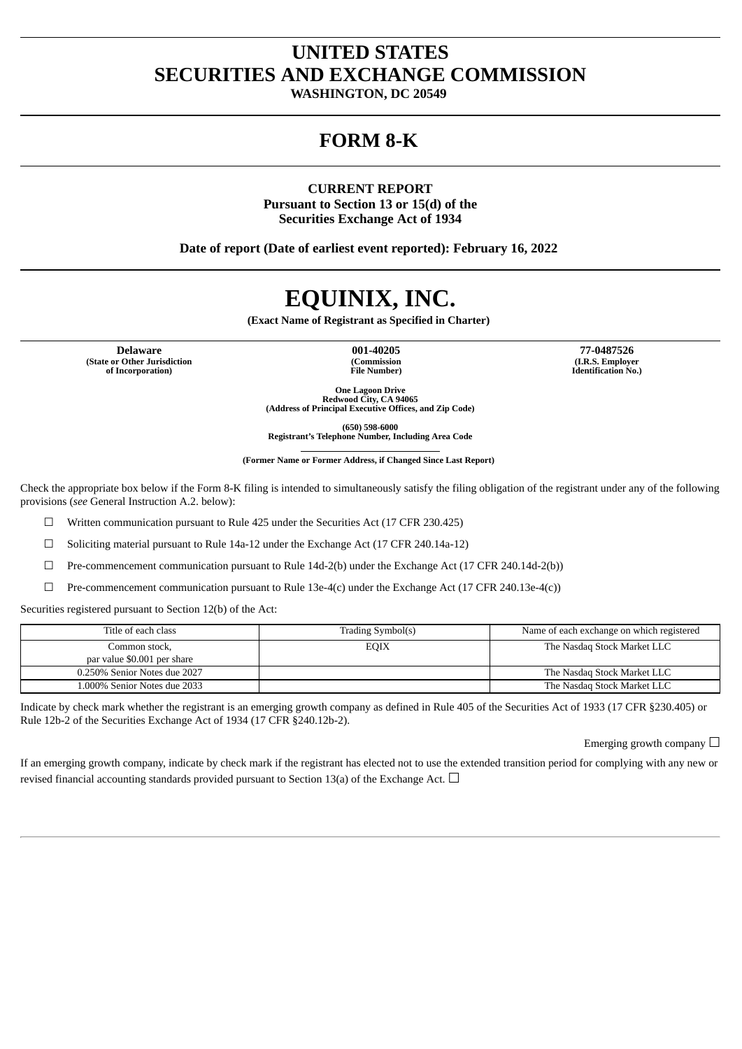# UNITED STATES
# SECURITIES AND EXCHANGE COMMISSION
**WASHINGTON, DC 20549**

# FORM 8-K

**CURRENT REPORT**
**Pursuant to Section 13 or 15(d) of the**
**Securities Exchange Act of 1934**

**Date of report (Date of earliest event reported): February 16, 2022**

# EQUINIX, INC.

**(Exact Name of Registrant as Specified in Charter)**

| **Delaware** | **001-40205** | **77-0487526** |
|---|---|---|
| **(State or Other Jurisdiction of Incorporation)** | **(Commission File Number)** | **(I.R.S. Employer Identification No.)** |

**One Lagoon Drive**
**Redwood City, CA 94065**
**(Address of Principal Executive Offices, and Zip Code)**

**(650) 598-6000**
**Registrant's Telephone Number, Including Area Code**

**(Former Name or Former Address, if Changed Since Last Report)**

Check the appropriate box below if the Form 8-K filing is intended to simultaneously satisfy the filing obligation of the registrant under any of the following provisions (*see* General Instruction A.2. below):

☐ Written communication pursuant to Rule 425 under the Securities Act (17 CFR 230.425)

☐ Soliciting material pursuant to Rule 14a-12 under the Exchange Act (17 CFR 240.14a-12)

☐ Pre-commencement communication pursuant to Rule 14d-2(b) under the Exchange Act (17 CFR 240.14d-2(b))

☐ Pre-commencement communication pursuant to Rule 13e-4(c) under the Exchange Act (17 CFR 240.13e-4(c))

Securities registered pursuant to Section 12(b) of the Act:

| Title of each class | Trading Symbol(s) | Name of each exchange on which registered |
|---|---|---|
| Common stock, par value $0.001 per share | EQIX | The Nasdaq Stock Market LLC |
| 0.250% Senior Notes due 2027 | | The Nasdaq Stock Market LLC |
| 1.000% Senior Notes due 2033 | | The Nasdaq Stock Market LLC |

Indicate by check mark whether the registrant is an emerging growth company as defined in Rule 405 of the Securities Act of 1933 (17 CFR §230.405) or Rule 12b-2 of the Securities Exchange Act of 1934 (17 CFR §240.12b-2).

Emerging growth company ☐

If an emerging growth company, indicate by check mark if the registrant has elected not to use the extended transition period for complying with any new or revised financial accounting standards provided pursuant to Section 13(a) of the Exchange Act. ☐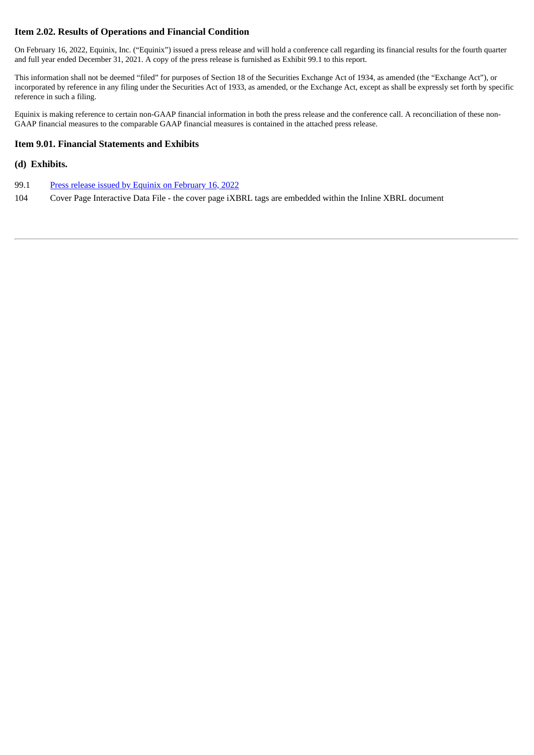### Item 2.02. Results of Operations and Financial Condition

On February 16, 2022, Equinix, Inc. ("Equinix") issued a press release and will hold a conference call regarding its financial results for the fourth quarter and full year ended December 31, 2021. A copy of the press release is furnished as Exhibit 99.1 to this report.

This information shall not be deemed "filed" for purposes of Section 18 of the Securities Exchange Act of 1934, as amended (the "Exchange Act"), or incorporated by reference in any filing under the Securities Act of 1933, as amended, or the Exchange Act, except as shall be expressly set forth by specific reference in such a filing.

Equinix is making reference to certain non-GAAP financial information in both the press release and the conference call. A reconciliation of these non-GAAP financial measures to the comparable GAAP financial measures is contained in the attached press release.

### Item 9.01. Financial Statements and Exhibits

### (d) Exhibits.

| | |
|---|---|
| 99.1 | Press release issued by Equinix on February 16, 2022 |
| 104 | Cover Page Interactive Data File - the cover page iXBRL tags are embedded within the Inline XBRL document |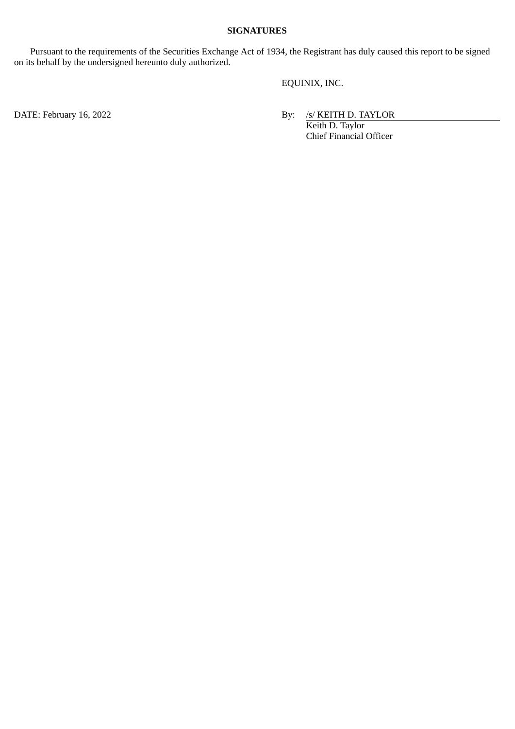**SIGNATURES**

Pursuant to the requirements of the Securities Exchange Act of 1934, the Registrant has duly caused this report to be signed on its behalf by the undersigned hereunto duly authorized.

EQUINIX, INC.

DATE: February 16, 2022

By: /s/ KEITH D. TAYLOR
Keith D. Taylor
Chief Financial Officer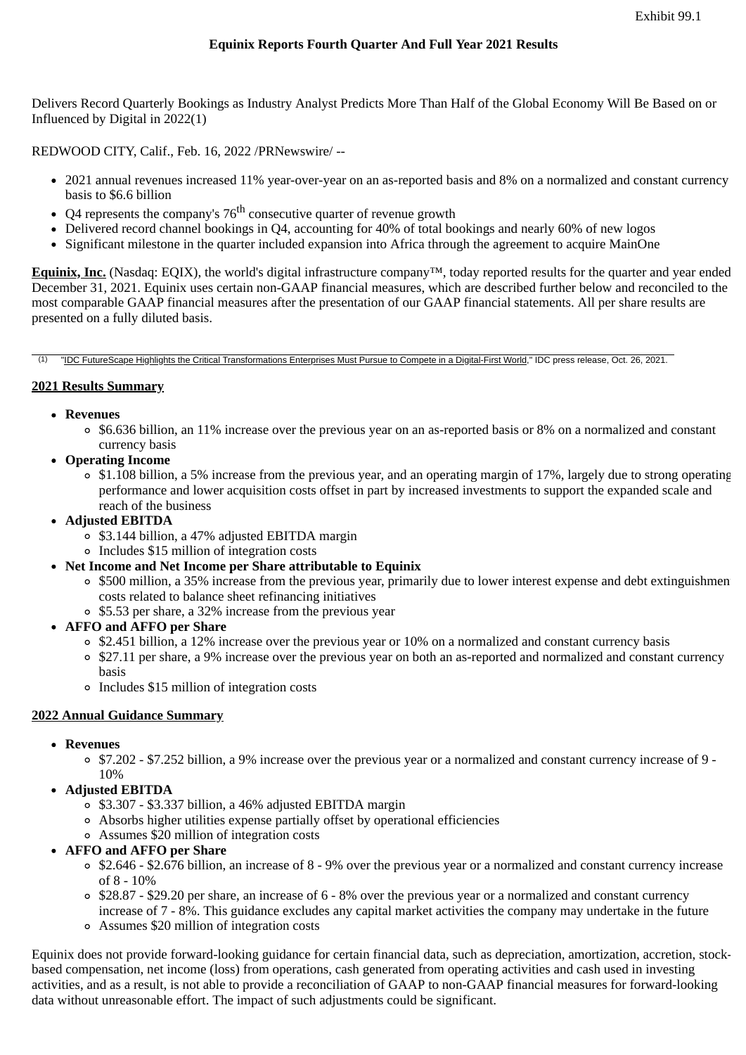Exhibit 99.1

# Equinix Reports Fourth Quarter And Full Year 2021 Results

Delivers Record Quarterly Bookings as Industry Analyst Predicts More Than Half of the Global Economy Will Be Based on or Influenced by Digital in 2022(1)

REDWOOD CITY, Calif., Feb. 16, 2022 /PRNewswire/ --

- 2021 annual revenues increased 11% year-over-year on an as-reported basis and 8% on a normalized and constant currency basis to $6.6 billion
- Q4 represents the company's 76th consecutive quarter of revenue growth
- Delivered record channel bookings in Q4, accounting for 40% of total bookings and nearly 60% of new logos
- Significant milestone in the quarter included expansion into Africa through the agreement to acquire MainOne

**Equinix, Inc.** (Nasdaq: EQIX), the world's digital infrastructure company™, today reported results for the quarter and year ended December 31, 2021. Equinix uses certain non-GAAP financial measures, which are described further below and reconciled to the most comparable GAAP financial measures after the presentation of our GAAP financial statements. All per share results are presented on a fully diluted basis.

(1) "IDC FutureScape Highlights the Critical Transformations Enterprises Must Pursue to Compete in a Digital-First World," IDC press release, Oct. 26, 2021.

## 2021 Results Summary

- **Revenues**
  - $6.636 billion, an 11% increase over the previous year on an as-reported basis or 8% on a normalized and constant currency basis
- **Operating Income**
  - $1.108 billion, a 5% increase from the previous year, and an operating margin of 17%, largely due to strong operating performance and lower acquisition costs offset in part by increased investments to support the expanded scale and reach of the business
- **Adjusted EBITDA**
  - $3.144 billion, a 47% adjusted EBITDA margin
  - Includes $15 million of integration costs
- **Net Income and Net Income per Share attributable to Equinix**
  - $500 million, a 35% increase from the previous year, primarily due to lower interest expense and debt extinguishment costs related to balance sheet refinancing initiatives
  - $5.53 per share, a 32% increase from the previous year
- **AFFO and AFFO per Share**
  - $2.451 billion, a 12% increase over the previous year or 10% on a normalized and constant currency basis
  - $27.11 per share, a 9% increase over the previous year on both an as-reported and normalized and constant currency basis
  - Includes $15 million of integration costs

## 2022 Annual Guidance Summary

- **Revenues**
  - $7.202 - $7.252 billion, a 9% increase over the previous year or a normalized and constant currency increase of 9 - 10%
- **Adjusted EBITDA**
  - $3.307 - $3.337 billion, a 46% adjusted EBITDA margin
  - Absorbs higher utilities expense partially offset by operational efficiencies
  - Assumes $20 million of integration costs
- **AFFO and AFFO per Share**
  - $2.646 - $2.676 billion, an increase of 8 - 9% over the previous year or a normalized and constant currency increase of 8 - 10%
  - $28.87 - $29.20 per share, an increase of 6 - 8% over the previous year or a normalized and constant currency increase of 7 - 8%. This guidance excludes any capital market activities the company may undertake in the future
  - Assumes $20 million of integration costs

Equinix does not provide forward-looking guidance for certain financial data, such as depreciation, amortization, accretion, stock-based compensation, net income (loss) from operations, cash generated from operating activities and cash used in investing activities, and as a result, is not able to provide a reconciliation of GAAP to non-GAAP financial measures for forward-looking data without unreasonable effort. The impact of such adjustments could be significant.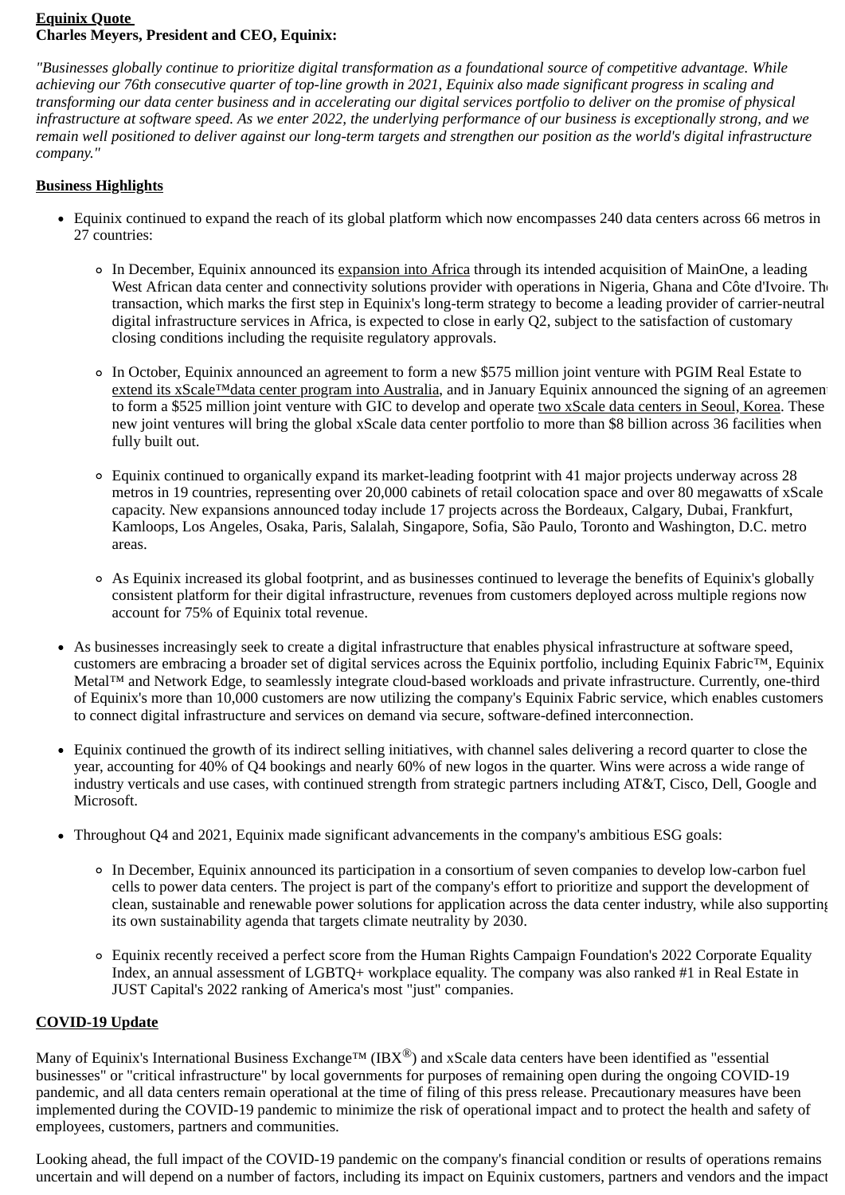**Equinix Quote**
**Charles Meyers, President and CEO, Equinix:**

*"Businesses globally continue to prioritize digital transformation as a foundational source of competitive advantage. While achieving our 76th consecutive quarter of top-line growth in 2021, Equinix also made significant progress in scaling and transforming our data center business and in accelerating our digital services portfolio to deliver on the promise of physical infrastructure at software speed. As we enter 2022, the underlying performance of our business is exceptionally strong, and we remain well positioned to deliver against our long-term targets and strengthen our position as the world's digital infrastructure company."*

**Business Highlights**

- Equinix continued to expand the reach of its global platform which now encompasses 240 data centers across 66 metros in 27 countries:
  - In December, Equinix announced its expansion into Africa through its intended acquisition of MainOne, a leading West African data center and connectivity solutions provider with operations in Nigeria, Ghana and Côte d'Ivoire. The transaction, which marks the first step in Equinix's long-term strategy to become a leading provider of carrier-neutral digital infrastructure services in Africa, is expected to close in early Q2, subject to the satisfaction of customary closing conditions including the requisite regulatory approvals.
  - In October, Equinix announced an agreement to form a new $575 million joint venture with PGIM Real Estate to extend its xScale™data center program into Australia, and in January Equinix announced the signing of an agreement to form a $525 million joint venture with GIC to develop and operate two xScale data centers in Seoul, Korea. These new joint ventures will bring the global xScale data center portfolio to more than $8 billion across 36 facilities when fully built out.
  - Equinix continued to organically expand its market-leading footprint with 41 major projects underway across 28 metros in 19 countries, representing over 20,000 cabinets of retail colocation space and over 80 megawatts of xScale capacity. New expansions announced today include 17 projects across the Bordeaux, Calgary, Dubai, Frankfurt, Kamloops, Los Angeles, Osaka, Paris, Salalah, Singapore, Sofia, São Paulo, Toronto and Washington, D.C. metro areas.
  - As Equinix increased its global footprint, and as businesses continued to leverage the benefits of Equinix's globally consistent platform for their digital infrastructure, revenues from customers deployed across multiple regions now account for 75% of Equinix total revenue.
- As businesses increasingly seek to create a digital infrastructure that enables physical infrastructure at software speed, customers are embracing a broader set of digital services across the Equinix portfolio, including Equinix Fabric™, Equinix Metal™ and Network Edge, to seamlessly integrate cloud-based workloads and private infrastructure. Currently, one-third of Equinix's more than 10,000 customers are now utilizing the company's Equinix Fabric service, which enables customers to connect digital infrastructure and services on demand via secure, software-defined interconnection.
- Equinix continued the growth of its indirect selling initiatives, with channel sales delivering a record quarter to close the year, accounting for 40% of Q4 bookings and nearly 60% of new logos in the quarter. Wins were across a wide range of industry verticals and use cases, with continued strength from strategic partners including AT&T, Cisco, Dell, Google and Microsoft.
- Throughout Q4 and 2021, Equinix made significant advancements in the company's ambitious ESG goals:
  - In December, Equinix announced its participation in a consortium of seven companies to develop low-carbon fuel cells to power data centers. The project is part of the company's effort to prioritize and support the development of clean, sustainable and renewable power solutions for application across the data center industry, while also supporting its own sustainability agenda that targets climate neutrality by 2030.
  - Equinix recently received a perfect score from the Human Rights Campaign Foundation's 2022 Corporate Equality Index, an annual assessment of LGBTQ+ workplace equality. The company was also ranked #1 in Real Estate in JUST Capital's 2022 ranking of America's most "just" companies.

**COVID-19 Update**

Many of Equinix's International Business Exchange™ (IBX®) and xScale data centers have been identified as "essential businesses" or "critical infrastructure" by local governments for purposes of remaining open during the ongoing COVID-19 pandemic, and all data centers remain operational at the time of filing of this press release. Precautionary measures have been implemented during the COVID-19 pandemic to minimize the risk of operational impact and to protect the health and safety of employees, customers, partners and communities.

Looking ahead, the full impact of the COVID-19 pandemic on the company's financial condition or results of operations remains uncertain and will depend on a number of factors, including its impact on Equinix customers, partners and vendors and the impact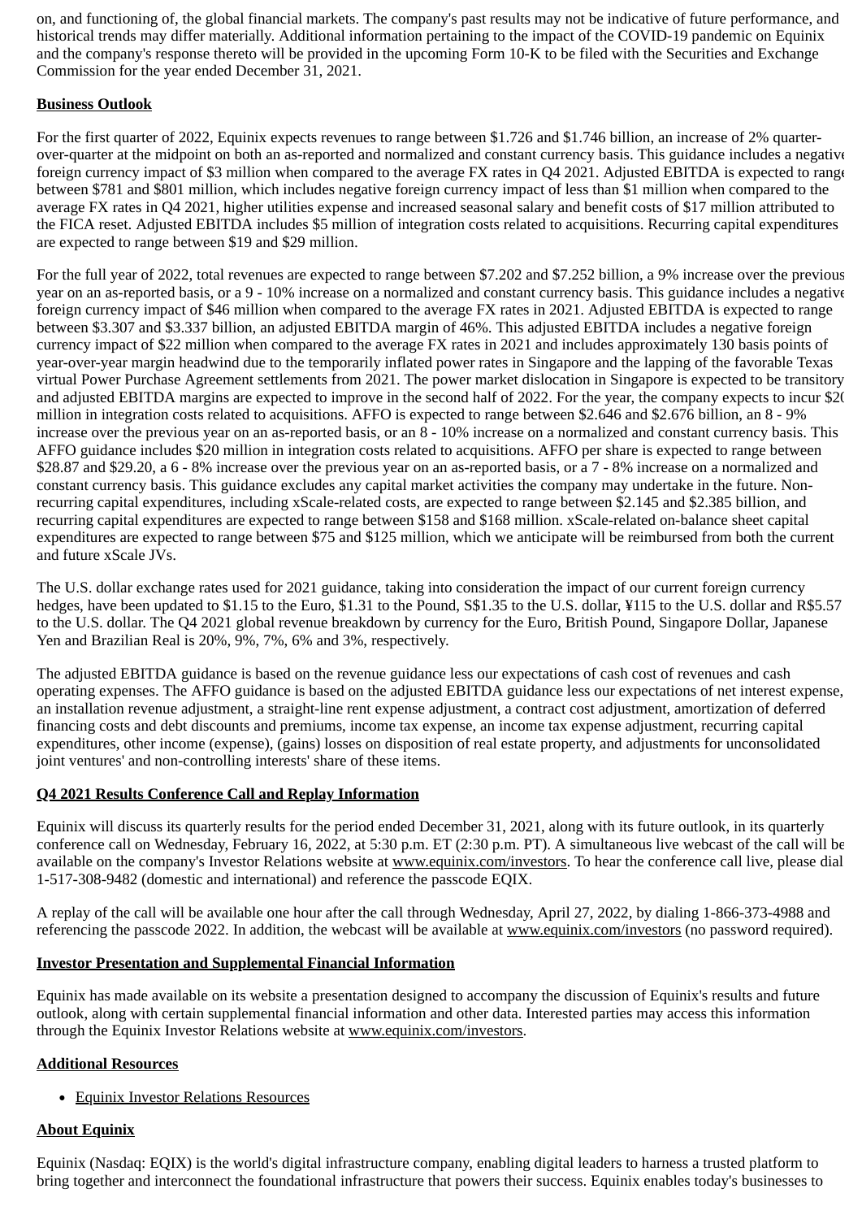on, and functioning of, the global financial markets. The company's past results may not be indicative of future performance, and historical trends may differ materially. Additional information pertaining to the impact of the COVID-19 pandemic on Equinix and the company's response thereto will be provided in the upcoming Form 10-K to be filed with the Securities and Exchange Commission for the year ended December 31, 2021.

**Business Outlook**

For the first quarter of 2022, Equinix expects revenues to range between $1.726 and $1.746 billion, an increase of 2% quarter-over-quarter at the midpoint on both an as-reported and normalized and constant currency basis. This guidance includes a negative foreign currency impact of $3 million when compared to the average FX rates in Q4 2021. Adjusted EBITDA is expected to range between $781 and $801 million, which includes negative foreign currency impact of less than $1 million when compared to the average FX rates in Q4 2021, higher utilities expense and increased seasonal salary and benefit costs of $17 million attributed to the FICA reset. Adjusted EBITDA includes $5 million of integration costs related to acquisitions. Recurring capital expenditures are expected to range between $19 and $29 million.

For the full year of 2022, total revenues are expected to range between $7.202 and $7.252 billion, a 9% increase over the previous year on an as-reported basis, or a 9 - 10% increase on a normalized and constant currency basis. This guidance includes a negative foreign currency impact of $46 million when compared to the average FX rates in 2021. Adjusted EBITDA is expected to range between $3.307 and $3.337 billion, an adjusted EBITDA margin of 46%. This adjusted EBITDA includes a negative foreign currency impact of $22 million when compared to the average FX rates in 2021 and includes approximately 130 basis points of year-over-year margin headwind due to the temporarily inflated power rates in Singapore and the lapping of the favorable Texas virtual Power Purchase Agreement settlements from 2021. The power market dislocation in Singapore is expected to be transitory and adjusted EBITDA margins are expected to improve in the second half of 2022. For the year, the company expects to incur $20 million in integration costs related to acquisitions. AFFO is expected to range between $2.646 and $2.676 billion, an 8 - 9% increase over the previous year on an as-reported basis, or an 8 - 10% increase on a normalized and constant currency basis. This AFFO guidance includes $20 million in integration costs related to acquisitions. AFFO per share is expected to range between $28.87 and $29.20, a 6 - 8% increase over the previous year on an as-reported basis, or a 7 - 8% increase on a normalized and constant currency basis. This guidance excludes any capital market activities the company may undertake in the future. Non-recurring capital expenditures, including xScale-related costs, are expected to range between $2.145 and $2.385 billion, and recurring capital expenditures are expected to range between $158 and $168 million. xScale-related on-balance sheet capital expenditures are expected to range between $75 and $125 million, which we anticipate will be reimbursed from both the current and future xScale JVs.

The U.S. dollar exchange rates used for 2021 guidance, taking into consideration the impact of our current foreign currency hedges, have been updated to $1.15 to the Euro, $1.31 to the Pound, S$1.35 to the U.S. dollar, ¥115 to the U.S. dollar and R$5.57 to the U.S. dollar. The Q4 2021 global revenue breakdown by currency for the Euro, British Pound, Singapore Dollar, Japanese Yen and Brazilian Real is 20%, 9%, 7%, 6% and 3%, respectively.

The adjusted EBITDA guidance is based on the revenue guidance less our expectations of cash cost of revenues and cash operating expenses. The AFFO guidance is based on the adjusted EBITDA guidance less our expectations of net interest expense, an installation revenue adjustment, a straight-line rent expense adjustment, a contract cost adjustment, amortization of deferred financing costs and debt discounts and premiums, income tax expense, an income tax expense adjustment, recurring capital expenditures, other income (expense), (gains) losses on disposition of real estate property, and adjustments for unconsolidated joint ventures' and non-controlling interests' share of these items.

**Q4 2021 Results Conference Call and Replay Information**

Equinix will discuss its quarterly results for the period ended December 31, 2021, along with its future outlook, in its quarterly conference call on Wednesday, February 16, 2022, at 5:30 p.m. ET (2:30 p.m. PT). A simultaneous live webcast of the call will be available on the company's Investor Relations website at www.equinix.com/investors. To hear the conference call live, please dial 1-517-308-9482 (domestic and international) and reference the passcode EQIX.

A replay of the call will be available one hour after the call through Wednesday, April 27, 2022, by dialing 1-866-373-4988 and referencing the passcode 2022. In addition, the webcast will be available at www.equinix.com/investors (no password required).

**Investor Presentation and Supplemental Financial Information**

Equinix has made available on its website a presentation designed to accompany the discussion of Equinix's results and future outlook, along with certain supplemental financial information and other data. Interested parties may access this information through the Equinix Investor Relations website at www.equinix.com/investors.

**Additional Resources**

- Equinix Investor Relations Resources

**About Equinix**

Equinix (Nasdaq: EQIX) is the world's digital infrastructure company, enabling digital leaders to harness a trusted platform to bring together and interconnect the foundational infrastructure that powers their success. Equinix enables today's businesses to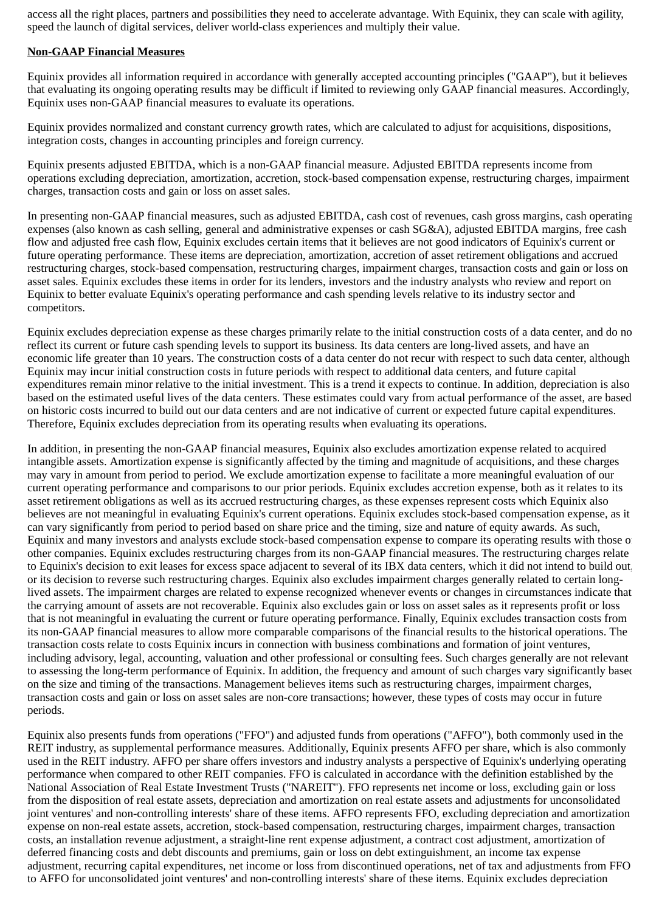access all the right places, partners and possibilities they need to accelerate advantage. With Equinix, they can scale with agility, speed the launch of digital services, deliver world-class experiences and multiply their value.

**Non-GAAP Financial Measures**

Equinix provides all information required in accordance with generally accepted accounting principles ("GAAP"), but it believes that evaluating its ongoing operating results may be difficult if limited to reviewing only GAAP financial measures. Accordingly, Equinix uses non-GAAP financial measures to evaluate its operations.

Equinix provides normalized and constant currency growth rates, which are calculated to adjust for acquisitions, dispositions, integration costs, changes in accounting principles and foreign currency.

Equinix presents adjusted EBITDA, which is a non-GAAP financial measure. Adjusted EBITDA represents income from operations excluding depreciation, amortization, accretion, stock-based compensation expense, restructuring charges, impairment charges, transaction costs and gain or loss on asset sales.

In presenting non-GAAP financial measures, such as adjusted EBITDA, cash cost of revenues, cash gross margins, cash operating expenses (also known as cash selling, general and administrative expenses or cash SG&A), adjusted EBITDA margins, free cash flow and adjusted free cash flow, Equinix excludes certain items that it believes are not good indicators of Equinix's current or future operating performance. These items are depreciation, amortization, accretion of asset retirement obligations and accrued restructuring charges, stock-based compensation, restructuring charges, impairment charges, transaction costs and gain or loss on asset sales. Equinix excludes these items in order for its lenders, investors and the industry analysts who review and report on Equinix to better evaluate Equinix's operating performance and cash spending levels relative to its industry sector and competitors.

Equinix excludes depreciation expense as these charges primarily relate to the initial construction costs of a data center, and do not reflect its current or future cash spending levels to support its business. Its data centers are long-lived assets, and have an economic life greater than 10 years. The construction costs of a data center do not recur with respect to such data center, although Equinix may incur initial construction costs in future periods with respect to additional data centers, and future capital expenditures remain minor relative to the initial investment. This is a trend it expects to continue. In addition, depreciation is also based on the estimated useful lives of the data centers. These estimates could vary from actual performance of the asset, are based on historic costs incurred to build out our data centers and are not indicative of current or expected future capital expenditures. Therefore, Equinix excludes depreciation from its operating results when evaluating its operations.

In addition, in presenting the non-GAAP financial measures, Equinix also excludes amortization expense related to acquired intangible assets. Amortization expense is significantly affected by the timing and magnitude of acquisitions, and these charges may vary in amount from period to period. We exclude amortization expense to facilitate a more meaningful evaluation of our current operating performance and comparisons to our prior periods. Equinix excludes accretion expense, both as it relates to its asset retirement obligations as well as its accrued restructuring charges, as these expenses represent costs which Equinix also believes are not meaningful in evaluating Equinix's current operations. Equinix excludes stock-based compensation expense, as it can vary significantly from period to period based on share price and the timing, size and nature of equity awards. As such, Equinix and many investors and analysts exclude stock-based compensation expense to compare its operating results with those of other companies. Equinix excludes restructuring charges from its non-GAAP financial measures. The restructuring charges relate to Equinix's decision to exit leases for excess space adjacent to several of its IBX data centers, which it did not intend to build out, or its decision to reverse such restructuring charges. Equinix also excludes impairment charges generally related to certain long-lived assets. The impairment charges are related to expense recognized whenever events or changes in circumstances indicate that the carrying amount of assets are not recoverable. Equinix also excludes gain or loss on asset sales as it represents profit or loss that is not meaningful in evaluating the current or future operating performance. Finally, Equinix excludes transaction costs from its non-GAAP financial measures to allow more comparable comparisons of the financial results to the historical operations. The transaction costs relate to costs Equinix incurs in connection with business combinations and formation of joint ventures, including advisory, legal, accounting, valuation and other professional or consulting fees. Such charges generally are not relevant to assessing the long-term performance of Equinix. In addition, the frequency and amount of such charges vary significantly based on the size and timing of the transactions. Management believes items such as restructuring charges, impairment charges, transaction costs and gain or loss on asset sales are non-core transactions; however, these types of costs may occur in future periods.

Equinix also presents funds from operations ("FFO") and adjusted funds from operations ("AFFO"), both commonly used in the REIT industry, as supplemental performance measures. Additionally, Equinix presents AFFO per share, which is also commonly used in the REIT industry. AFFO per share offers investors and industry analysts a perspective of Equinix's underlying operating performance when compared to other REIT companies. FFO is calculated in accordance with the definition established by the National Association of Real Estate Investment Trusts ("NAREIT"). FFO represents net income or loss, excluding gain or loss from the disposition of real estate assets, depreciation and amortization on real estate assets and adjustments for unconsolidated joint ventures' and non-controlling interests' share of these items. AFFO represents FFO, excluding depreciation and amortization expense on non-real estate assets, accretion, stock-based compensation, restructuring charges, impairment charges, transaction costs, an installation revenue adjustment, a straight-line rent expense adjustment, a contract cost adjustment, amortization of deferred financing costs and debt discounts and premiums, gain or loss on debt extinguishment, an income tax expense adjustment, recurring capital expenditures, net income or loss from discontinued operations, net of tax and adjustments from FFO to AFFO for unconsolidated joint ventures' and non-controlling interests' share of these items. Equinix excludes depreciation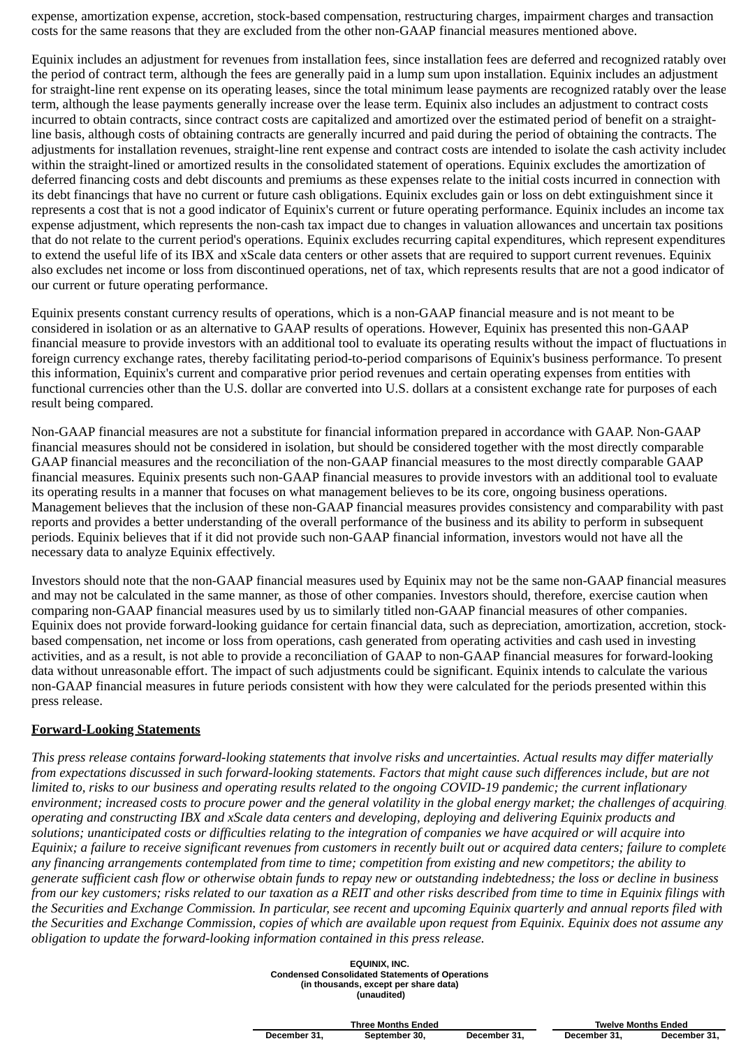expense, amortization expense, accretion, stock-based compensation, restructuring charges, impairment charges and transaction costs for the same reasons that they are excluded from the other non-GAAP financial measures mentioned above.

Equinix includes an adjustment for revenues from installation fees, since installation fees are deferred and recognized ratably over the period of contract term, although the fees are generally paid in a lump sum upon installation. Equinix includes an adjustment for straight-line rent expense on its operating leases, since the total minimum lease payments are recognized ratably over the lease term, although the lease payments generally increase over the lease term. Equinix also includes an adjustment to contract costs incurred to obtain contracts, since contract costs are capitalized and amortized over the estimated period of benefit on a straight-line basis, although costs of obtaining contracts are generally incurred and paid during the period of obtaining the contracts. The adjustments for installation revenues, straight-line rent expense and contract costs are intended to isolate the cash activity included within the straight-lined or amortized results in the consolidated statement of operations. Equinix excludes the amortization of deferred financing costs and debt discounts and premiums as these expenses relate to the initial costs incurred in connection with its debt financings that have no current or future cash obligations. Equinix excludes gain or loss on debt extinguishment since it represents a cost that is not a good indicator of Equinix's current or future operating performance. Equinix includes an income tax expense adjustment, which represents the non-cash tax impact due to changes in valuation allowances and uncertain tax positions that do not relate to the current period's operations. Equinix excludes recurring capital expenditures, which represent expenditures to extend the useful life of its IBX and xScale data centers or other assets that are required to support current revenues. Equinix also excludes net income or loss from discontinued operations, net of tax, which represents results that are not a good indicator of our current or future operating performance.

Equinix presents constant currency results of operations, which is a non-GAAP financial measure and is not meant to be considered in isolation or as an alternative to GAAP results of operations. However, Equinix has presented this non-GAAP financial measure to provide investors with an additional tool to evaluate its operating results without the impact of fluctuations in foreign currency exchange rates, thereby facilitating period-to-period comparisons of Equinix's business performance. To present this information, Equinix's current and comparative prior period revenues and certain operating expenses from entities with functional currencies other than the U.S. dollar are converted into U.S. dollars at a consistent exchange rate for purposes of each result being compared.

Non-GAAP financial measures are not a substitute for financial information prepared in accordance with GAAP. Non-GAAP financial measures should not be considered in isolation, but should be considered together with the most directly comparable GAAP financial measures and the reconciliation of the non-GAAP financial measures to the most directly comparable GAAP financial measures. Equinix presents such non-GAAP financial measures to provide investors with an additional tool to evaluate its operating results in a manner that focuses on what management believes to be its core, ongoing business operations. Management believes that the inclusion of these non-GAAP financial measures provides consistency and comparability with past reports and provides a better understanding of the overall performance of the business and its ability to perform in subsequent periods. Equinix believes that if it did not provide such non-GAAP financial information, investors would not have all the necessary data to analyze Equinix effectively.

Investors should note that the non-GAAP financial measures used by Equinix may not be the same non-GAAP financial measures, and may not be calculated in the same manner, as those of other companies. Investors should, therefore, exercise caution when comparing non-GAAP financial measures used by us to similarly titled non-GAAP financial measures of other companies. Equinix does not provide forward-looking guidance for certain financial data, such as depreciation, amortization, accretion, stock-based compensation, net income or loss from operations, cash generated from operating activities and cash used in investing activities, and as a result, is not able to provide a reconciliation of GAAP to non-GAAP financial measures for forward-looking data without unreasonable effort. The impact of such adjustments could be significant. Equinix intends to calculate the various non-GAAP financial measures in future periods consistent with how they were calculated for the periods presented within this press release.

## Forward-Looking Statements

*This press release contains forward-looking statements that involve risks and uncertainties. Actual results may differ materially from expectations discussed in such forward-looking statements. Factors that might cause such differences include, but are not limited to, risks to our business and operating results related to the ongoing COVID-19 pandemic; the current inflationary environment; increased costs to procure power and the general volatility in the global energy market; the challenges of acquiring, operating and constructing IBX and xScale data centers and developing, deploying and delivering Equinix products and solutions; unanticipated costs or difficulties relating to the integration of companies we have acquired or will acquire into Equinix; a failure to receive significant revenues from customers in recently built out or acquired data centers; failure to complete any financing arrangements contemplated from time to time; competition from existing and new competitors; the ability to generate sufficient cash flow or otherwise obtain funds to repay new or outstanding indebtedness; the loss or decline in business from our key customers; risks related to our taxation as a REIT and other risks described from time to time in Equinix filings with the Securities and Exchange Commission. In particular, see recent and upcoming Equinix quarterly and annual reports filed with the Securities and Exchange Commission, copies of which are available upon request from Equinix. Equinix does not assume any obligation to update the forward-looking information contained in this press release.*

**EQUINIX, INC.**
**Condensed Consolidated Statements of Operations**
**(in thousands, except per share data)**
**(unaudited)**

| | Three Months Ended | | | Twelve Months Ended | |
|---|---|---|---|---|---|
| | December 31, | September 30, | December 31, | December 31, | December 31, |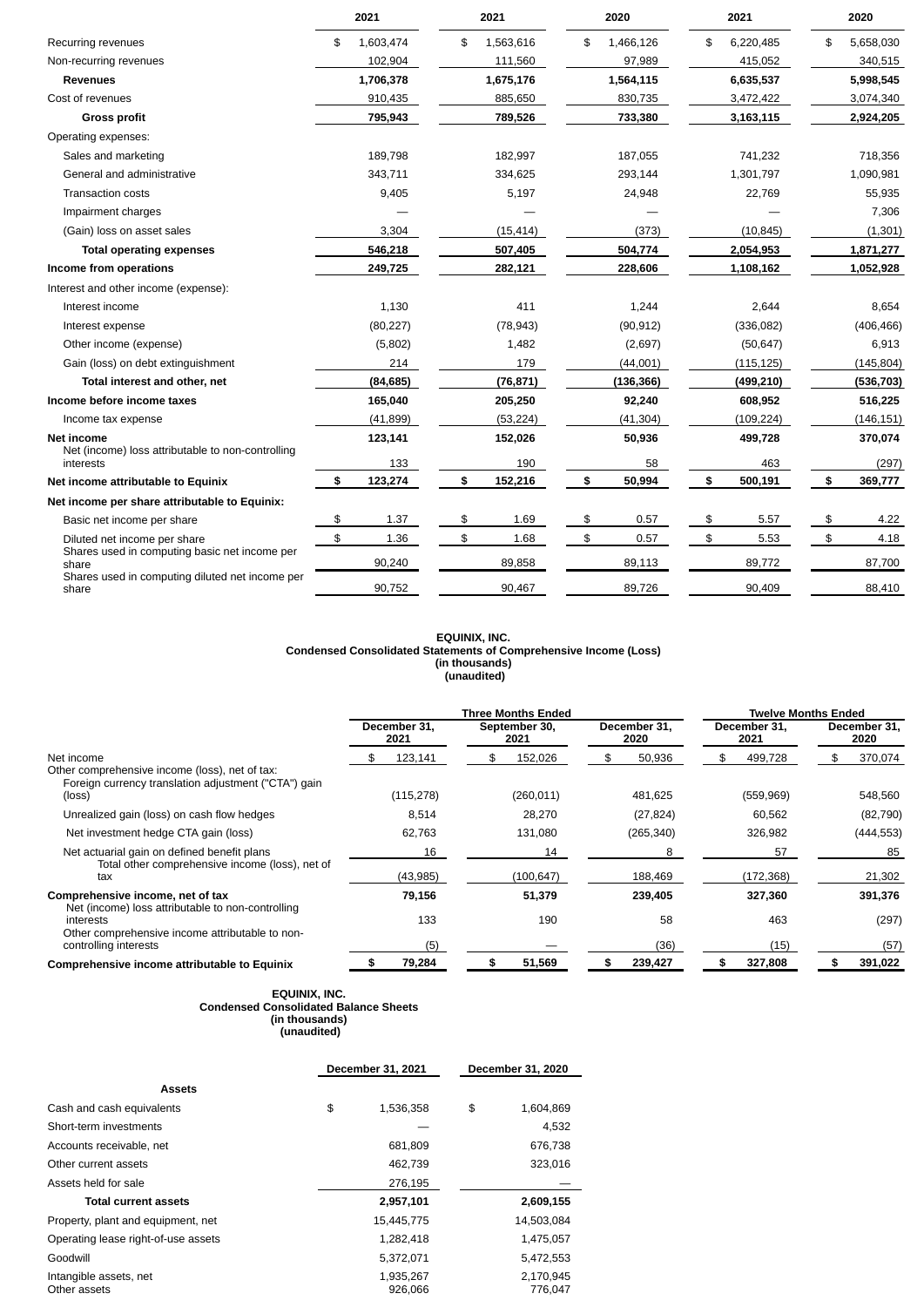| | 2021 | 2021 | 2020 | 2021 | 2020 |
|---|---|---|---|---|---|
| Recurring revenues | $ 1,603,474 | $ 1,563,616 | $ 1,466,126 | $ 6,220,485 | $ 5,658,030 |
| Non-recurring revenues | 102,904 | 111,560 | 97,989 | 415,052 | 340,515 |
| **Revenues** | **1,706,378** | **1,675,176** | **1,564,115** | **6,635,537** | **5,998,545** |
| Cost of revenues | 910,435 | 885,650 | 830,735 | 3,472,422 | 3,074,340 |
| **Gross profit** | **795,943** | **789,526** | **733,380** | **3,163,115** | **2,924,205** |
| Operating expenses: | | | | | |
| Sales and marketing | 189,798 | 182,997 | 187,055 | 741,232 | 718,356 |
| General and administrative | 343,711 | 334,625 | 293,144 | 1,301,797 | 1,090,981 |
| Transaction costs | 9,405 | 5,197 | 24,948 | 22,769 | 55,935 |
| Impairment charges | — | — | — | — | 7,306 |
| (Gain) loss on asset sales | 3,304 | (15,414) | (373) | (10,845) | (1,301) |
| **Total operating expenses** | **546,218** | **507,405** | **504,774** | **2,054,953** | **1,871,277** |
| **Income from operations** | **249,725** | **282,121** | **228,606** | **1,108,162** | **1,052,928** |
| Interest and other income (expense): | | | | | |
| Interest income | 1,130 | 411 | 1,244 | 2,644 | 8,654 |
| Interest expense | (80,227) | (78,943) | (90,912) | (336,082) | (406,466) |
| Other income (expense) | (5,802) | 1,482 | (2,697) | (50,647) | 6,913 |
| Gain (loss) on debt extinguishment | 214 | 179 | (44,001) | (115,125) | (145,804) |
| **Total interest and other, net** | **(84,685)** | **(76,871)** | **(136,366)** | **(499,210)** | **(536,703)** |
| **Income before income taxes** | **165,040** | **205,250** | **92,240** | **608,952** | **516,225** |
| Income tax expense | (41,899) | (53,224) | (41,304) | (109,224) | (146,151) |
| **Net income** | **123,141** | **152,026** | **50,936** | **499,728** | **370,074** |
| Net (income) loss attributable to non-controlling interests | 133 | 190 | 58 | 463 | (297) |
| **Net income attributable to Equinix** | **$ 123,274** | **$ 152,216** | **$ 50,994** | **$ 500,191** | **$ 369,777** |
| **Net income per share attributable to Equinix:** | | | | | |
| Basic net income per share | $ 1.37 | $ 1.69 | $ 0.57 | $ 5.57 | $ 4.22 |
| Diluted net income per share | $ 1.36 | $ 1.68 | $ 0.57 | $ 5.53 | $ 4.18 |
| Shares used in computing basic net income per share | 90,240 | 89,858 | 89,113 | 89,772 | 87,700 |
| Shares used in computing diluted net income per share | 90,752 | 90,467 | 89,726 | 90,409 | 88,410 |

**EQUINIX, INC.**
**Condensed Consolidated Statements of Comprehensive Income (Loss)**
**(in thousands)**
**(unaudited)**

| | Three Months Ended | | | Twelve Months Ended | |
|---|---|---|---|---|---|
| | December 31, 2021 | September 30, 2021 | December 31, 2020 | December 31, 2021 | December 31, 2020 |
| Net income | $ 123,141 | $ 152,026 | $ 50,936 | $ 499,728 | $ 370,074 |
| Other comprehensive income (loss), net of tax: | | | | | |
| Foreign currency translation adjustment ("CTA") gain (loss) | (115,278) | (260,011) | 481,625 | (559,969) | 548,560 |
| Unrealized gain (loss) on cash flow hedges | 8,514 | 28,270 | (27,824) | 60,562 | (82,790) |
| Net investment hedge CTA gain (loss) | 62,763 | 131,080 | (265,340) | 326,982 | (444,553) |
| Net actuarial gain on defined benefit plans | 16 | 14 | 8 | 57 | 85 |
| Total other comprehensive income (loss), net of tax | (43,985) | (100,647) | 188,469 | (172,368) | 21,302 |
| **Comprehensive income, net of tax** | **79,156** | **51,379** | **239,405** | **327,360** | **391,376** |
| Net (income) loss attributable to non-controlling interests | 133 | 190 | 58 | 463 | (297) |
| Other comprehensive income attributable to non-controlling interests | (5) | — | (36) | (15) | (57) |
| **Comprehensive income attributable to Equinix** | **$ 79,284** | **$ 51,569** | **$ 239,427** | **$ 327,808** | **$ 391,022** |

**EQUINIX, INC.**
**Condensed Consolidated Balance Sheets**
**(in thousands)**
**(unaudited)**

| | December 31, 2021 | December 31, 2020 |
|---|---|---|
| **Assets** | | |
| Cash and cash equivalents | $ 1,536,358 | $ 1,604,869 |
| Short-term investments | — | 4,532 |
| Accounts receivable, net | 681,809 | 676,738 |
| Other current assets | 462,739 | 323,016 |
| Assets held for sale | 276,195 | — |
| **Total current assets** | **2,957,101** | **2,609,155** |
| Property, plant and equipment, net | 15,445,775 | 14,503,084 |
| Operating lease right-of-use assets | 1,282,418 | 1,475,057 |
| Goodwill | 5,372,071 | 5,472,553 |
| Intangible assets, net | 1,935,267 | 2,170,945 |
| Other assets | 926,066 | 776,047 |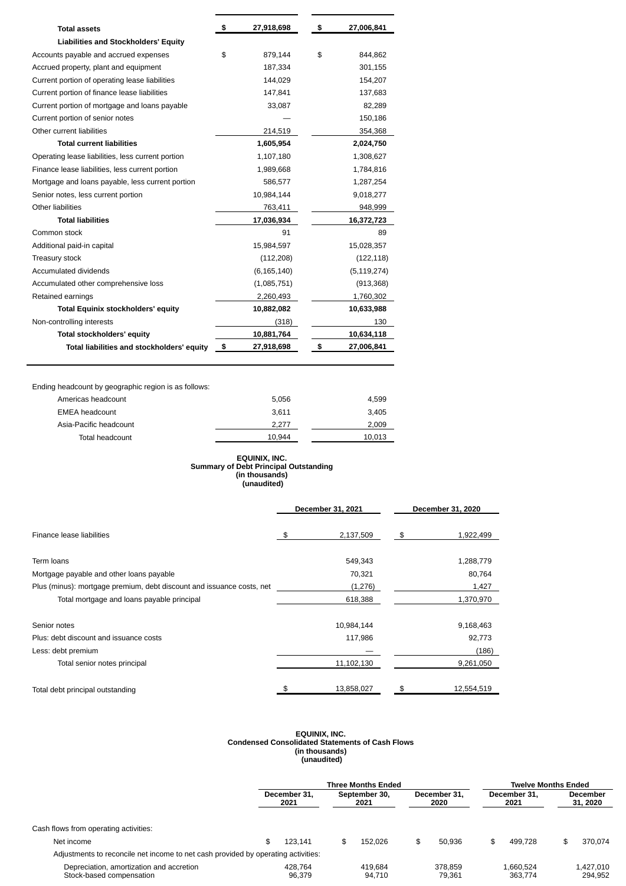| | | |
|---|---|---|
| **Total assets** | **$ 27,918,698** | **$ 27,006,841** |
| **Liabilities and Stockholders' Equity** | | |
| Accounts payable and accrued expenses | $ 879,144 | $ 844,862 |
| Accrued property, plant and equipment | 187,334 | 301,155 |
| Current portion of operating lease liabilities | 144,029 | 154,207 |
| Current portion of finance lease liabilities | 147,841 | 137,683 |
| Current portion of mortgage and loans payable | 33,087 | 82,289 |
| Current portion of senior notes | — | 150,186 |
| Other current liabilities | 214,519 | 354,368 |
| **Total current liabilities** | **1,605,954** | **2,024,750** |
| Operating lease liabilities, less current portion | 1,107,180 | 1,308,627 |
| Finance lease liabilities, less current portion | 1,989,668 | 1,784,816 |
| Mortgage and loans payable, less current portion | 586,577 | 1,287,254 |
| Senior notes, less current portion | 10,984,144 | 9,018,277 |
| Other liabilities | 763,411 | 948,999 |
| **Total liabilities** | **17,036,934** | **16,372,723** |
| Common stock | 91 | 89 |
| Additional paid-in capital | 15,984,597 | 15,028,357 |
| Treasury stock | (112,208) | (122,118) |
| Accumulated dividends | (6,165,140) | (5,119,274) |
| Accumulated other comprehensive loss | (1,085,751) | (913,368) |
| Retained earnings | 2,260,493 | 1,760,302 |
| **Total Equinix stockholders' equity** | **10,882,082** | **10,633,988** |
| Non-controlling interests | (318) | 130 |
| **Total stockholders' equity** | **10,881,764** | **10,634,118** |
| **Total liabilities and stockholders' equity** | **$ 27,918,698** | **$ 27,006,841** |

| Ending headcount by geographic region is as follows: | | |
|---|---|---|
| Americas headcount | 5,056 | 4,599 |
| EMEA headcount | 3,611 | 3,405 |
| Asia-Pacific headcount | 2,277 | 2,009 |
| Total headcount | 10,944 | 10,013 |

**EQUINIX, INC.**
**Summary of Debt Principal Outstanding**
**(in thousands)**
**(unaudited)**

| | December 31, 2021 | December 31, 2020 |
|---|---|---|
| Finance lease liabilities | $ 2,137,509 | $ 1,922,499 |
| Term loans | 549,343 | 1,288,779 |
| Mortgage payable and other loans payable | 70,321 | 80,764 |
| Plus (minus): mortgage premium, debt discount and issuance costs, net | (1,276) | 1,427 |
| Total mortgage and loans payable principal | 618,388 | 1,370,970 |
| Senior notes | 10,984,144 | 9,168,463 |
| Plus: debt discount and issuance costs | 117,986 | 92,773 |
| Less: debt premium | — | (186) |
| Total senior notes principal | 11,102,130 | 9,261,050 |
| Total debt principal outstanding | $ 13,858,027 | $ 12,554,519 |

**EQUINIX, INC.**
**Condensed Consolidated Statements of Cash Flows**
**(in thousands)**
**(unaudited)**

| | Three Months Ended | | | Twelve Months Ended | |
|---|---|---|---|---|---|
| | December 31, 2021 | September 30, 2021 | December 31, 2020 | December 31, 2021 | December 31, 2020 |
| Cash flows from operating activities: | | | | | |
| Net income | $ 123,141 | $ 152,026 | $ 50,936 | $ 499,728 | $ 370,074 |
| Adjustments to reconcile net income to net cash provided by operating activities: | | | | | |
| Depreciation, amortization and accretion | 428,764 | 419,684 | 378,859 | 1,660,524 | 1,427,010 |
| Stock-based compensation | 96,379 | 94,710 | 79,361 | 363,774 | 294,952 |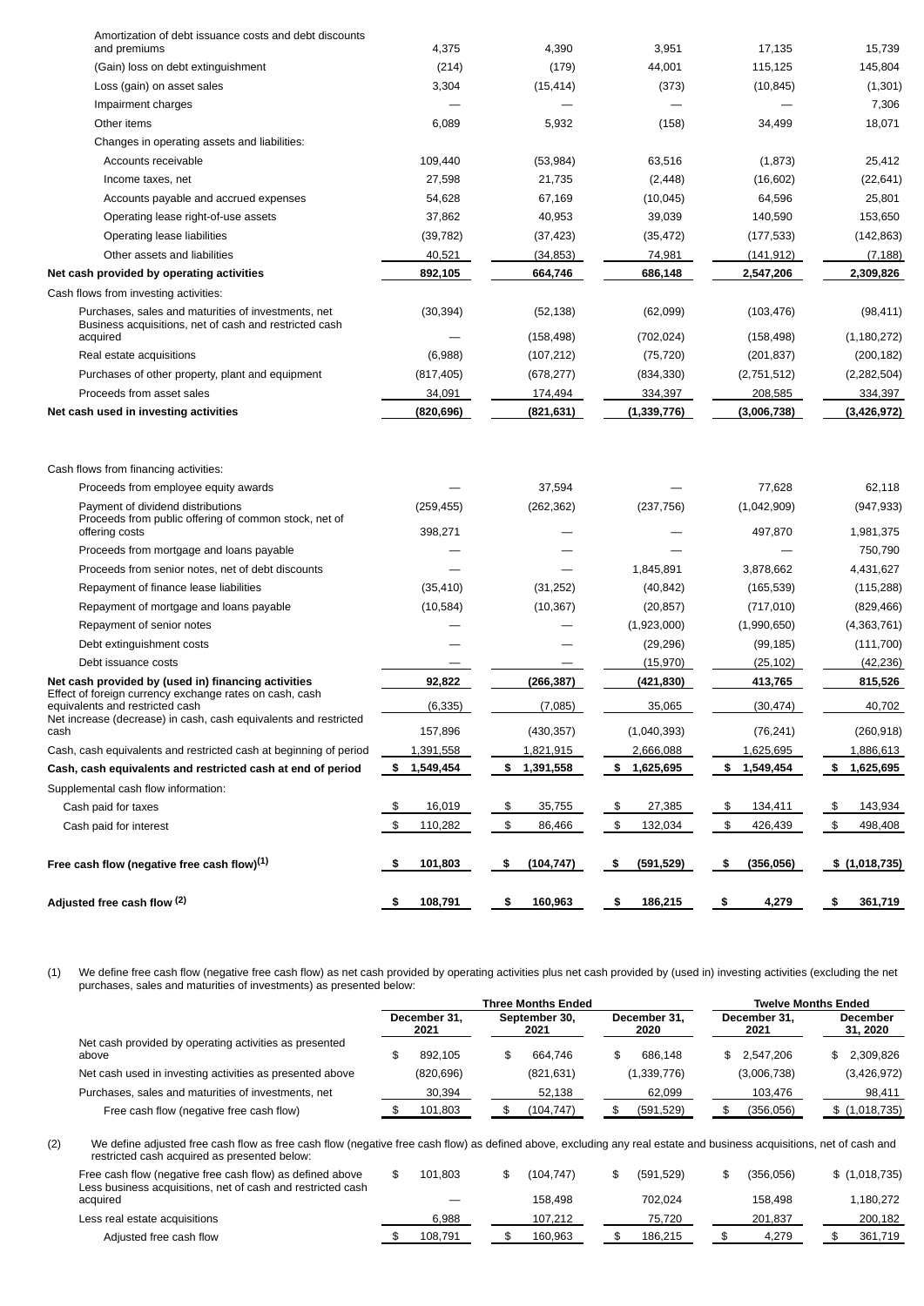| | | | | | |
|---|---|---|---|---|---|
| Amortization of debt issuance costs and debt discounts and premiums | 4,375 | 4,390 | 3,951 | 17,135 | 15,739 |
| (Gain) loss on debt extinguishment | (214) | (179) | 44,001 | 115,125 | 145,804 |
| Loss (gain) on asset sales | 3,304 | (15,414) | (373) | (10,845) | (1,301) |
| Impairment charges | — | — | — | — | 7,306 |
| Other items | 6,089 | 5,932 | (158) | 34,499 | 18,071 |
| Changes in operating assets and liabilities: | | | | | |
| Accounts receivable | 109,440 | (53,984) | 63,516 | (1,873) | 25,412 |
| Income taxes, net | 27,598 | 21,735 | (2,448) | (16,602) | (22,641) |
| Accounts payable and accrued expenses | 54,628 | 67,169 | (10,045) | 64,596 | 25,801 |
| Operating lease right-of-use assets | 37,862 | 40,953 | 39,039 | 140,590 | 153,650 |
| Operating lease liabilities | (39,782) | (37,423) | (35,472) | (177,533) | (142,863) |
| Other assets and liabilities | 40,521 | (34,853) | 74,981 | (141,912) | (7,188) |
| **Net cash provided by operating activities** | **892,105** | **664,746** | **686,148** | **2,547,206** | **2,309,826** |
| Cash flows from investing activities: | | | | | |
| Purchases, sales and maturities of investments, net | (30,394) | (52,138) | (62,099) | (103,476) | (98,411) |
| Business acquisitions, net of cash and restricted cash acquired | — | (158,498) | (702,024) | (158,498) | (1,180,272) |
| Real estate acquisitions | (6,988) | (107,212) | (75,720) | (201,837) | (200,182) |
| Purchases of other property, plant and equipment | (817,405) | (678,277) | (834,330) | (2,751,512) | (2,282,504) |
| Proceeds from asset sales | 34,091 | 174,494 | 334,397 | 208,585 | 334,397 |
| **Net cash used in investing activities** | **(820,696)** | **(821,631)** | **(1,339,776)** | **(3,006,738)** | **(3,426,972)** |
| Cash flows from financing activities: | | | | | |
| Proceeds from employee equity awards | — | 37,594 | — | 77,628 | 62,118 |
| Payment of dividend distributions | (259,455) | (262,362) | (237,756) | (1,042,909) | (947,933) |
| Proceeds from public offering of common stock, net of offering costs | 398,271 | — | — | 497,870 | 1,981,375 |
| Proceeds from mortgage and loans payable | — | — | — | — | 750,790 |
| Proceeds from senior notes, net of debt discounts | — | — | 1,845,891 | 3,878,662 | 4,431,627 |
| Repayment of finance lease liabilities | (35,410) | (31,252) | (40,842) | (165,539) | (115,288) |
| Repayment of mortgage and loans payable | (10,584) | (10,367) | (20,857) | (717,010) | (829,466) |
| Repayment of senior notes | — | — | (1,923,000) | (1,990,650) | (4,363,761) |
| Debt extinguishment costs | — | — | (29,296) | (99,185) | (111,700) |
| Debt issuance costs | — | — | (15,970) | (25,102) | (42,236) |
| **Net cash provided by (used in) financing activities** | **92,822** | **(266,387)** | **(421,830)** | **413,765** | **815,526** |
| Effect of foreign currency exchange rates on cash, cash equivalents and restricted cash | (6,335) | (7,085) | 35,065 | (30,474) | 40,702 |
| Net increase (decrease) in cash, cash equivalents and restricted cash | 157,896 | (430,357) | (1,040,393) | (76,241) | (260,918) |
| Cash, cash equivalents and restricted cash at beginning of period | 1,391,558 | 1,821,915 | 2,666,088 | 1,625,695 | 1,886,613 |
| **Cash, cash equivalents and restricted cash at end of period** | **$ 1,549,454** | **$ 1,391,558** | **$ 1,625,695** | **$ 1,549,454** | **$ 1,625,695** |
| Supplemental cash flow information: | | | | | |
| Cash paid for taxes | $ 16,019 | $ 35,755 | $ 27,385 | $ 134,411 | $ 143,934 |
| Cash paid for interest | $ 110,282 | $ 86,466 | $ 132,034 | $ 426,439 | $ 498,408 |
| **Free cash flow (negative free cash flow)[(1)]** | **$ 101,803** | **$ (104,747)** | **$ (591,529)** | **$ (356,056)** | **$ (1,018,735)** |
| **Adjusted free cash flow [(2)]** | **$ 108,791** | **$ 160,963** | **$ 186,215** | **$ 4,279** | **$ 361,719** |

(1) We define free cash flow (negative free cash flow) as net cash provided by operating activities plus net cash provided by (used in) investing activities (excluding the net purchases, sales and maturities of investments) as presented below:

| | Three Months Ended | | | Twelve Months Ended | |
|---|---|---|---|---|---|
| | December 31, 2021 | September 30, 2021 | December 31, 2020 | December 31, 2021 | December 31, 2020 |
| Net cash provided by operating activities as presented above | $ 892,105 | $ 664,746 | $ 686,148 | $ 2,547,206 | $ 2,309,826 |
| Net cash used in investing activities as presented above | (820,696) | (821,631) | (1,339,776) | (3,006,738) | (3,426,972) |
| Purchases, sales and maturities of investments, net | 30,394 | 52,138 | 62,099 | 103,476 | 98,411 |
| Free cash flow (negative free cash flow) | $ 101,803 | $ (104,747) | $ (591,529) | $ (356,056) | $ (1,018,735) |

(2) We define adjusted free cash flow as free cash flow (negative free cash flow) as defined above, excluding any real estate and business acquisitions, net of cash and restricted cash acquired as presented below:

| | | | | | |
|---|---|---|---|---|---|
| Free cash flow (negative free cash flow) as defined above | $ 101,803 | $ (104,747) | $ (591,529) | $ (356,056) | $ (1,018,735) |
| Less business acquisitions, net of cash and restricted cash acquired | — | 158,498 | 702,024 | 158,498 | 1,180,272 |
| Less real estate acquisitions | 6,988 | 107,212 | 75,720 | 201,837 | 200,182 |
| Adjusted free cash flow | $ 108,791 | $ 160,963 | $ 186,215 | $ 4,279 | $ 361,719 |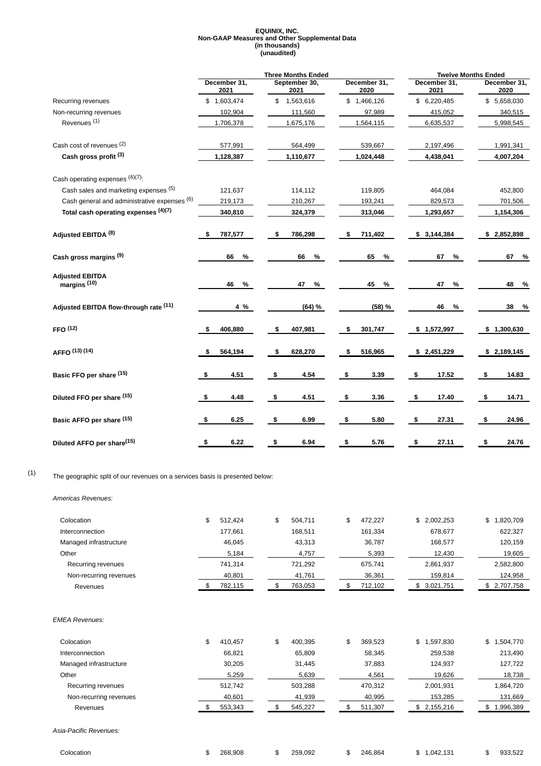**EQUINIX, INC.**
**Non-GAAP Measures and Other Supplemental Data**
**(in thousands)**
**(unaudited)**

| | Three Months Ended | | | Twelve Months Ended | |
|---|---|---|---|---|---|
| | December 31, 2021 | September 30, 2021 | December 31, 2020 | December 31, 2021 | December 31, 2020 |
| Recurring revenues | $ 1,603,474 | $ 1,563,616 | $ 1,466,126 | $ 6,220,485 | $ 5,658,030 |
| Non-recurring revenues | 102,904 | 111,560 | 97,989 | 415,052 | 340,515 |
| Revenues (1) | 1,706,378 | 1,675,176 | 1,564,115 | 6,635,537 | 5,998,545 |
| | | | | | |
| Cash cost of revenues (2) | 577,991 | 564,499 | 539,667 | 2,197,496 | 1,991,341 |
| **Cash gross profit (3)** | **1,128,387** | **1,110,677** | **1,024,448** | **4,438,041** | **4,007,204** |
| | | | | | |
| Cash operating expenses (4)(7): | | | | | |
| Cash sales and marketing expenses (5) | 121,637 | 114,112 | 119,805 | 464,084 | 452,800 |
| Cash general and administrative expenses (6) | 219,173 | 210,267 | 193,241 | 829,573 | 701,506 |
| **Total cash operating expenses (4)(7)** | **340,810** | **324,379** | **313,046** | **1,293,657** | **1,154,306** |
| | | | | | |
| **Adjusted EBITDA (8)** | **$ 787,577** | **$ 786,298** | **$ 711,402** | **$ 3,144,384** | **$ 2,852,898** |
| | | | | | |
| **Cash gross margins (9)** | **66 %** | **66 %** | **65 %** | **67 %** | **67 %** |
| | | | | | |
| **Adjusted EBITDA margins (10)** | **46 %** | **47 %** | **45 %** | **47 %** | **48 %** |
| | | | | | |
| **Adjusted EBITDA flow-through rate (11)** | **4 %** | **(64) %** | **(58) %** | **46 %** | **38 %** |
| | | | | | |
| **FFO (12)** | **$ 406,880** | **$ 407,981** | **$ 301,747** | **$ 1,572,997** | **$ 1,300,630** |
| | | | | | |
| **AFFO (13) (14)** | **$ 564,194** | **$ 628,270** | **$ 516,965** | **$ 2,451,229** | **$ 2,189,145** |
| | | | | | |
| **Basic FFO per share (15)** | **$ 4.51** | **$ 4.54** | **$ 3.39** | **$ 17.52** | **$ 14.83** |
| | | | | | |
| **Diluted FFO per share (15)** | **$ 4.48** | **$ 4.51** | **$ 3.36** | **$ 17.40** | **$ 14.71** |
| | | | | | |
| **Basic AFFO per share (15)** | **$ 6.25** | **$ 6.99** | **$ 5.80** | **$ 27.31** | **$ 24.96** |
| | | | | | |
| **Diluted AFFO per share (15)** | **$ 6.22** | **$ 6.94** | **$ 5.76** | **$ 27.11** | **$ 24.76** |

(1) The geographic split of our revenues on a services basis is presented below:

*Americas Revenues:*

| | | | | | |
|---|---|---|---|---|---|
| Colocation | $ 512,424 | $ 504,711 | $ 472,227 | $ 2,002,253 | $ 1,820,709 |
| Interconnection | 177,661 | 168,511 | 161,334 | 678,677 | 622,327 |
| Managed infrastructure | 46,045 | 43,313 | 36,787 | 168,577 | 120,159 |
| Other | 5,184 | 4,757 | 5,393 | 12,430 | 19,605 |
| Recurring revenues | 741,314 | 721,292 | 675,741 | 2,861,937 | 2,582,800 |
| Non-recurring revenues | 40,801 | 41,761 | 36,361 | 159,814 | 124,958 |
| Revenues | $ 782,115 | $ 763,053 | $ 712,102 | $ 3,021,751 | $ 2,707,758 |

*EMEA Revenues:*

| | | | | | |
|---|---|---|---|---|---|
| Colocation | $ 410,457 | $ 400,395 | $ 369,523 | $ 1,597,830 | $ 1,504,770 |
| Interconnection | 66,821 | 65,809 | 58,345 | 259,538 | 213,490 |
| Managed infrastructure | 30,205 | 31,445 | 37,883 | 124,937 | 127,722 |
| Other | 5,259 | 5,639 | 4,561 | 19,626 | 18,738 |
| Recurring revenues | 512,742 | 503,288 | 470,312 | 2,001,931 | 1,864,720 |
| Non-recurring revenues | 40,601 | 41,939 | 40,995 | 153,285 | 131,669 |
| Revenues | $ 553,343 | $ 545,227 | $ 511,307 | $ 2,155,216 | $ 1,996,389 |

*Asia-Pacific Revenues:*

| | | | | | |
|---|---|---|---|---|---|
| Colocation | $ 268,908 | $ 259,092 | $ 246,864 | $ 1,042,131 | $ 933,522 |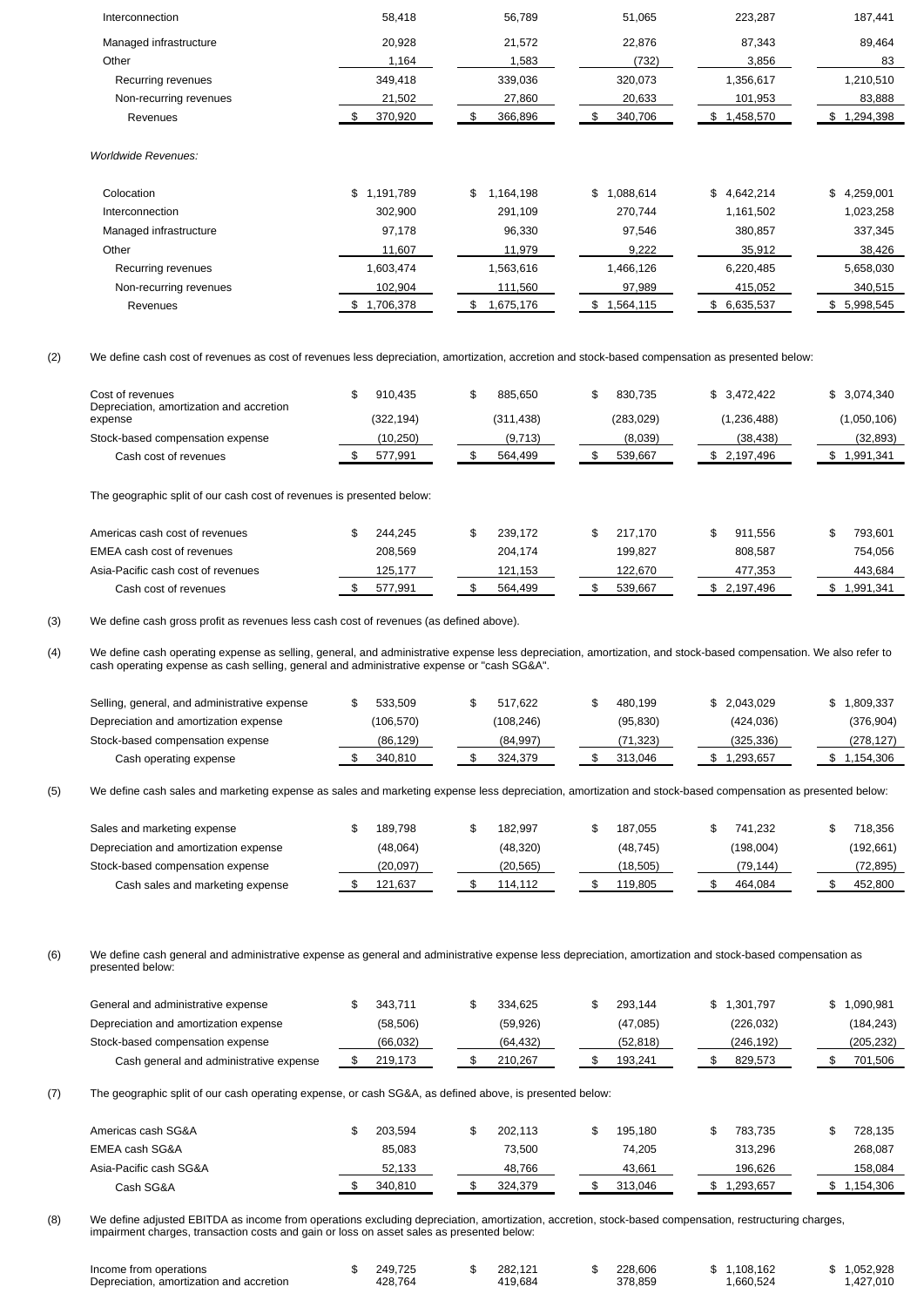| | | | | | |
|---|---|---|---|---|---|
| Interconnection | 58,418 | 56,789 | 51,065 | 223,287 | 187,441 |
| Managed infrastructure | 20,928 | 21,572 | 22,876 | 87,343 | 89,464 |
| Other | 1,164 | 1,583 | (732) | 3,856 | 83 |
| Recurring revenues | 349,418 | 339,036 | 320,073 | 1,356,617 | 1,210,510 |
| Non-recurring revenues | 21,502 | 27,860 | 20,633 | 101,953 | 83,888 |
| Revenues | $ 370,920 | $ 366,896 | $ 340,706 | $ 1,458,570 | $ 1,294,398 |
| *Worldwide Revenues:* | | | | | |
| Colocation | $ 1,191,789 | $ 1,164,198 | $ 1,088,614 | $ 4,642,214 | $ 4,259,001 |
| Interconnection | 302,900 | 291,109 | 270,744 | 1,161,502 | 1,023,258 |
| Managed infrastructure | 97,178 | 96,330 | 97,546 | 380,857 | 337,345 |
| Other | 11,607 | 11,979 | 9,222 | 35,912 | 38,426 |
| Recurring revenues | 1,603,474 | 1,563,616 | 1,466,126 | 6,220,485 | 5,658,030 |
| Non-recurring revenues | 102,904 | 111,560 | 97,989 | 415,052 | 340,515 |
| Revenues | $ 1,706,378 | $ 1,675,176 | $ 1,564,115 | $ 6,635,537 | $ 5,998,545 |

(2) We define cash cost of revenues as cost of revenues less depreciation, amortization, accretion and stock-based compensation as presented below:

| | | | | | |
|---|---|---|---|---|---|
| Cost of revenues | $ 910,435 | $ 885,650 | $ 830,735 | $ 3,472,422 | $ 3,074,340 |
| Depreciation, amortization and accretion expense | (322,194) | (311,438) | (283,029) | (1,236,488) | (1,050,106) |
| Stock-based compensation expense | (10,250) | (9,713) | (8,039) | (38,438) | (32,893) |
| Cash cost of revenues | $ 577,991 | $ 564,499 | $ 539,667 | $ 2,197,496 | $ 1,991,341 |

The geographic split of our cash cost of revenues is presented below:

| | | | | | |
|---|---|---|---|---|---|
| Americas cash cost of revenues | $ 244,245 | $ 239,172 | $ 217,170 | $ 911,556 | $ 793,601 |
| EMEA cash cost of revenues | 208,569 | 204,174 | 199,827 | 808,587 | 754,056 |
| Asia-Pacific cash cost of revenues | 125,177 | 121,153 | 122,670 | 477,353 | 443,684 |
| Cash cost of revenues | $ 577,991 | $ 564,499 | $ 539,667 | $ 2,197,496 | $ 1,991,341 |

(3) We define cash gross profit as revenues less cash cost of revenues (as defined above).

(4) We define cash operating expense as selling, general, and administrative expense less depreciation, amortization, and stock-based compensation. We also refer to cash operating expense as cash selling, general and administrative expense or "cash SG&A".

| | | | | | |
|---|---|---|---|---|---|
| Selling, general, and administrative expense | $ 533,509 | $ 517,622 | $ 480,199 | $ 2,043,029 | $ 1,809,337 |
| Depreciation and amortization expense | (106,570) | (108,246) | (95,830) | (424,036) | (376,904) |
| Stock-based compensation expense | (86,129) | (84,997) | (71,323) | (325,336) | (278,127) |
| Cash operating expense | $ 340,810 | $ 324,379 | $ 313,046 | $ 1,293,657 | $ 1,154,306 |

(5) We define cash sales and marketing expense as sales and marketing expense less depreciation, amortization and stock-based compensation as presented below:

| | | | | | |
|---|---|---|---|---|---|
| Sales and marketing expense | $ 189,798 | $ 182,997 | $ 187,055 | $ 741,232 | $ 718,356 |
| Depreciation and amortization expense | (48,064) | (48,320) | (48,745) | (198,004) | (192,661) |
| Stock-based compensation expense | (20,097) | (20,565) | (18,505) | (79,144) | (72,895) |
| Cash sales and marketing expense | $ 121,637 | $ 114,112 | $ 119,805 | $ 464,084 | $ 452,800 |

(6) We define cash general and administrative expense as general and administrative expense less depreciation, amortization and stock-based compensation as presented below:

| | | | | | |
|---|---|---|---|---|---|
| General and administrative expense | $ 343,711 | $ 334,625 | $ 293,144 | $ 1,301,797 | $ 1,090,981 |
| Depreciation and amortization expense | (58,506) | (59,926) | (47,085) | (226,032) | (184,243) |
| Stock-based compensation expense | (66,032) | (64,432) | (52,818) | (246,192) | (205,232) |
| Cash general and administrative expense | $ 219,173 | $ 210,267 | $ 193,241 | $ 829,573 | $ 701,506 |

(7) The geographic split of our cash operating expense, or cash SG&A, as defined above, is presented below:

| | | | | | |
|---|---|---|---|---|---|
| Americas cash SG&A | $ 203,594 | $ 202,113 | $ 195,180 | $ 783,735 | $ 728,135 |
| EMEA cash SG&A | 85,083 | 73,500 | 74,205 | 313,296 | 268,087 |
| Asia-Pacific cash SG&A | 52,133 | 48,766 | 43,661 | 196,626 | 158,084 |
| Cash SG&A | $ 340,810 | $ 324,379 | $ 313,046 | $ 1,293,657 | $ 1,154,306 |

(8) We define adjusted EBITDA as income from operations excluding depreciation, amortization, accretion, stock-based compensation, restructuring charges, impairment charges, transaction costs and gain or loss on asset sales as presented below:

| | | | | | |
|---|---|---|---|---|---|
| Income from operations | $ 249,725 | $ 282,121 | $ 228,606 | $ 1,108,162 | $ 1,052,928 |
| Depreciation, amortization and accretion | 428,764 | 419,684 | 378,859 | 1,660,524 | 1,427,010 |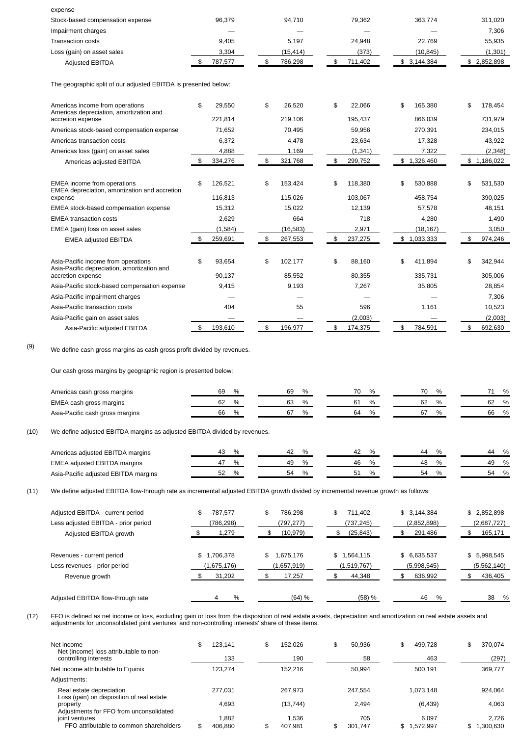| expense | | | | | |
|---|---|---|---|---|---|
| Stock-based compensation expense | 96,379 | 94,710 | 79,362 | 363,774 | 311,020 |
| Impairment charges | — | — | — | — | 7,306 |
| Transaction costs | 9,405 | 5,197 | 24,948 | 22,769 | 55,935 |
| Loss (gain) on asset sales | 3,304 | (15,414) | (373) | (10,845) | (1,301) |
| Adjusted EBITDA | $ 787,577 | $ 786,298 | $ 711,402 | $ 3,144,384 | $ 2,852,898 |

The geographic split of our adjusted EBITDA is presented below:

| | | | | | |
|---|---|---|---|---|---|
| Americas income from operations | $ 29,550 | $ 26,520 | $ 22,066 | $ 165,380 | $ 178,454 |
| Americas depreciation, amortization and accretion expense | 221,814 | 219,106 | 195,437 | 866,039 | 731,979 |
| Americas stock-based compensation expense | 71,652 | 70,495 | 59,956 | 270,391 | 234,015 |
| Americas transaction costs | 6,372 | 4,478 | 23,634 | 17,328 | 43,922 |
| Americas loss (gain) on asset sales | 4,888 | 1,169 | (1,341) | 7,322 | (2,348) |
| Americas adjusted EBITDA | $ 334,276 | $ 321,768 | $ 299,752 | $ 1,326,460 | $ 1,186,022 |
| | | | | | |
| EMEA income from operations | $ 126,521 | $ 153,424 | $ 118,380 | $ 530,888 | $ 531,530 |
| EMEA depreciation, amortization and accretion expense | 116,813 | 115,026 | 103,067 | 458,754 | 390,025 |
| EMEA stock-based compensation expense | 15,312 | 15,022 | 12,139 | 57,578 | 48,151 |
| EMEA transaction costs | 2,629 | 664 | 718 | 4,280 | 1,490 |
| EMEA (gain) loss on asset sales | (1,584) | (16,583) | 2,971 | (18,167) | 3,050 |
| EMEA adjusted EBITDA | $ 259,691 | $ 267,553 | $ 237,275 | $ 1,033,333 | $ 974,246 |
| | | | | | |
| Asia-Pacific income from operations | $ 93,654 | $ 102,177 | $ 88,160 | $ 411,894 | $ 342,944 |
| Asia-Pacific depreciation, amortization and accretion expense | 90,137 | 85,552 | 80,355 | 335,731 | 305,006 |
| Asia-Pacific stock-based compensation expense | 9,415 | 9,193 | 7,267 | 35,805 | 28,854 |
| Asia-Pacific impairment charges | — | — | — | — | 7,306 |
| Asia-Pacific transaction costs | 404 | 55 | 596 | 1,161 | 10,523 |
| Asia-Pacific gain on asset sales | — | — | (2,003) | — | (2,003) |
| Asia-Pacific adjusted EBITDA | $ 193,610 | $ 196,977 | $ 174,375 | $ 784,591 | $ 692,630 |

(9) We define cash gross margins as cash gross profit divided by revenues.

Our cash gross margins by geographic region is presented below:

| | | | | | |
|---|---|---|---|---|---|
| Americas cash gross margins | 69 % | 69 % | 70 % | 70 % | 71 % |
| EMEA cash gross margins | 62 % | 63 % | 61 % | 62 % | 62 % |
| Asia-Pacific cash gross margins | 66 % | 67 % | 64 % | 67 % | 66 % |

(10) We define adjusted EBITDA margins as adjusted EBITDA divided by revenues.

| | | | | | |
|---|---|---|---|---|---|
| Americas adjusted EBITDA margins | 43 % | 42 % | 42 % | 44 % | 44 % |
| EMEA adjusted EBITDA margins | 47 % | 49 % | 46 % | 48 % | 49 % |
| Asia-Pacific adjusted EBITDA margins | 52 % | 54 % | 51 % | 54 % | 54 % |

(11) We define adjusted EBITDA flow-through rate as incremental adjusted EBITDA growth divided by incremental revenue growth as follows:

| | | | | | |
|---|---|---|---|---|---|
| Adjusted EBITDA - current period | $ 787,577 | $ 786,298 | $ 711,402 | $ 3,144,384 | $ 2,852,898 |
| Less adjusted EBITDA - prior period | (786,298) | (797,277) | (737,245) | (2,852,898) | (2,687,727) |
| Adjusted EBITDA growth | $ 1,279 | $ (10,979) | $ (25,843) | $ 291,486 | $ 165,171 |
| | | | | | |
| Revenues - current period | $ 1,706,378 | $ 1,675,176 | $ 1,564,115 | $ 6,635,537 | $ 5,998,545 |
| Less revenues - prior period | (1,675,176) | (1,657,919) | (1,519,767) | (5,998,545) | (5,562,140) |
| Revenue growth | $ 31,202 | $ 17,257 | $ 44,348 | $ 636,992 | $ 436,405 |
| | | | | | |
| Adjusted EBITDA flow-through rate | 4 % | (64) % | (58) % | 46 % | 38 % |

(12) FFO is defined as net income or loss, excluding gain or loss from the disposition of real estate assets, depreciation and amortization on real estate assets and adjustments for unconsolidated joint ventures' and non-controlling interests' share of these items.

| | | | | | |
|---|---|---|---|---|---|
| Net income | $ 123,141 | $ 152,026 | $ 50,936 | $ 499,728 | $ 370,074 |
| Net (income) loss attributable to non-controlling interests | 133 | 190 | 58 | 463 | (297) |
| Net income attributable to Equinix | 123,274 | 152,216 | 50,994 | 500,191 | 369,777 |
| Adjustments: | | | | | |
| Real estate depreciation | 277,031 | 267,973 | 247,554 | 1,073,148 | 924,064 |
| Loss (gain) on disposition of real estate property | 4,693 | (13,744) | 2,494 | (6,439) | 4,063 |
| Adjustments for FFO from unconsolidated joint ventures | 1,882 | 1,536 | 705 | 6,097 | 2,726 |
| FFO attributable to common shareholders | $ 406,880 | $ 407,981 | $ 301,747 | $ 1,572,997 | $ 1,300,630 |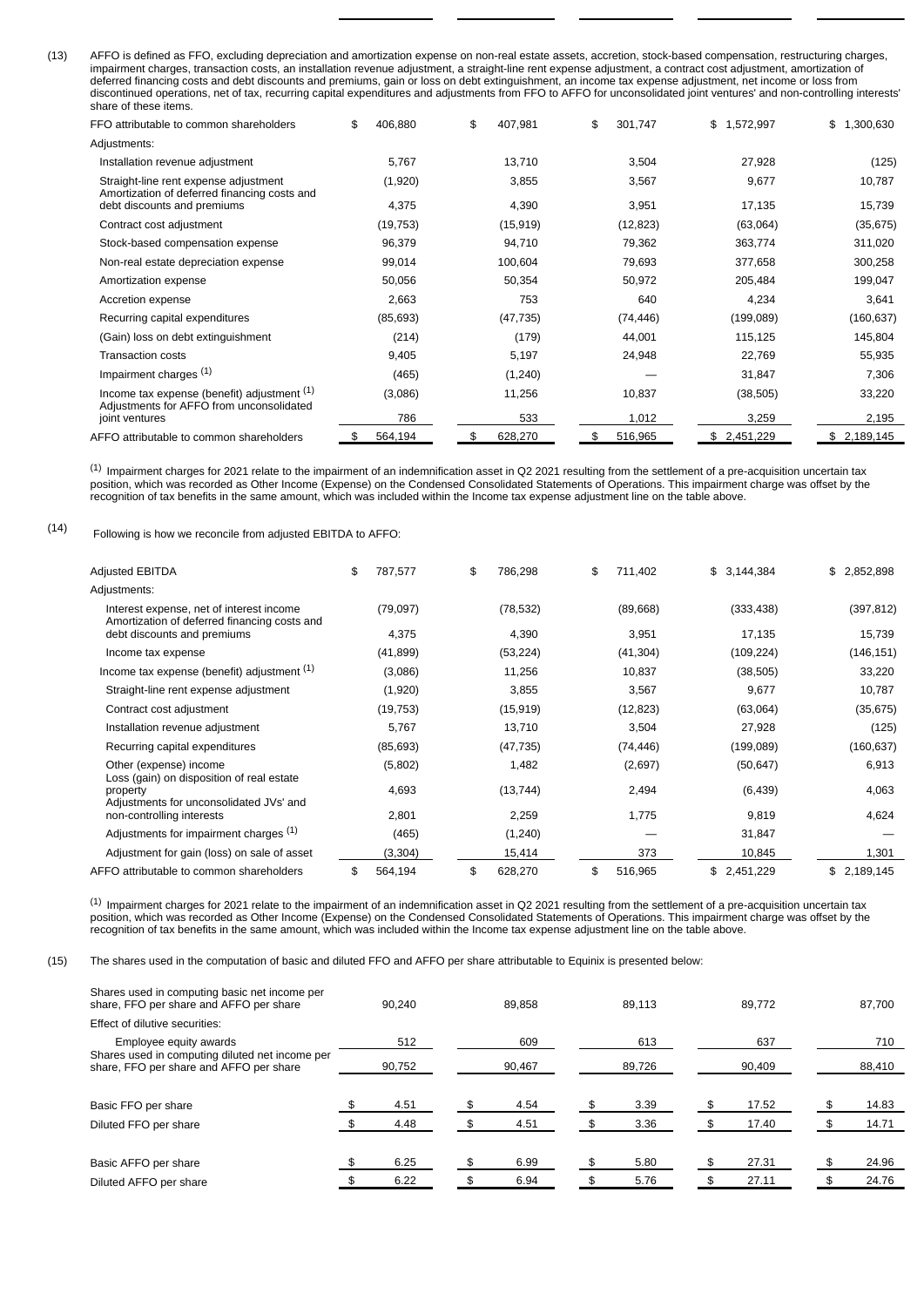(13) AFFO is defined as FFO, excluding depreciation and amortization expense on non-real estate assets, accretion, stock-based compensation, restructuring charges, impairment charges, transaction costs, an installation revenue adjustment, a straight-line rent expense adjustment, a contract cost adjustment, amortization of deferred financing costs and debt discounts and premiums, gain or loss on debt extinguishment, an income tax expense adjustment, net income or loss from discontinued operations, net of tax, recurring capital expenditures and adjustments from FFO to AFFO for unconsolidated joint ventures' and non-controlling interests' share of these items.

| | | | | | |
|---|---|---|---|---|---|
| FFO attributable to common shareholders | $ 406,880 | $ 407,981 | $ 301,747 | $ 1,572,997 | $ 1,300,630 |
| Adjustments: | | | | | |
| Installation revenue adjustment | 5,767 | 13,710 | 3,504 | 27,928 | (125) |
| Straight-line rent expense adjustment | (1,920) | 3,855 | 3,567 | 9,677 | 10,787 |
| Amortization of deferred financing costs and debt discounts and premiums | 4,375 | 4,390 | 3,951 | 17,135 | 15,739 |
| Contract cost adjustment | (19,753) | (15,919) | (12,823) | (63,064) | (35,675) |
| Stock-based compensation expense | 96,379 | 94,710 | 79,362 | 363,774 | 311,020 |
| Non-real estate depreciation expense | 99,014 | 100,604 | 79,693 | 377,658 | 300,258 |
| Amortization expense | 50,056 | 50,354 | 50,972 | 205,484 | 199,047 |
| Accretion expense | 2,663 | 753 | 640 | 4,234 | 3,641 |
| Recurring capital expenditures | (85,693) | (47,735) | (74,446) | (199,089) | (160,637) |
| (Gain) loss on debt extinguishment | (214) | (179) | 44,001 | 115,125 | 145,804 |
| Transaction costs | 9,405 | 5,197 | 24,948 | 22,769 | 55,935 |
| Impairment charges [1] | (465) | (1,240) | — | 31,847 | 7,306 |
| Income tax expense (benefit) adjustment [1] | (3,086) | 11,256 | 10,837 | (38,505) | 33,220 |
| Adjustments for AFFO from unconsolidated joint ventures | 786 | 533 | 1,012 | 3,259 | 2,195 |
| AFFO attributable to common shareholders | $ 564,194 | $ 628,270 | $ 516,965 | $ 2,451,229 | $ 2,189,145 |

[1] Impairment charges for 2021 relate to the impairment of an indemnification asset in Q2 2021 resulting from the settlement of a pre-acquisition uncertain tax position, which was recorded as Other Income (Expense) on the Condensed Consolidated Statements of Operations. This impairment charge was offset by the recognition of tax benefits in the same amount, which was included within the Income tax expense adjustment line on the table above.

(14) Following is how we reconcile from adjusted EBITDA to AFFO:

| | | | | | |
|---|---|---|---|---|---|
| Adjusted EBITDA | $ 787,577 | $ 786,298 | $ 711,402 | $ 3,144,384 | $ 2,852,898 |
| Adjustments: | | | | | |
| Interest expense, net of interest income | (79,097) | (78,532) | (89,668) | (333,438) | (397,812) |
| Amortization of deferred financing costs and debt discounts and premiums | 4,375 | 4,390 | 3,951 | 17,135 | 15,739 |
| Income tax expense | (41,899) | (53,224) | (41,304) | (109,224) | (146,151) |
| Income tax expense (benefit) adjustment [1] | (3,086) | 11,256 | 10,837 | (38,505) | 33,220 |
| Straight-line rent expense adjustment | (1,920) | 3,855 | 3,567 | 9,677 | 10,787 |
| Contract cost adjustment | (19,753) | (15,919) | (12,823) | (63,064) | (35,675) |
| Installation revenue adjustment | 5,767 | 13,710 | 3,504 | 27,928 | (125) |
| Recurring capital expenditures | (85,693) | (47,735) | (74,446) | (199,089) | (160,637) |
| Other (expense) income | (5,802) | 1,482 | (2,697) | (50,647) | 6,913 |
| Loss (gain) on disposition of real estate property | 4,693 | (13,744) | 2,494 | (6,439) | 4,063 |
| Adjustments for unconsolidated JVs' and non-controlling interests | 2,801 | 2,259 | 1,775 | 9,819 | 4,624 |
| Adjustments for impairment charges [1] | (465) | (1,240) | — | 31,847 | — |
| Adjustment for gain (loss) on sale of asset | (3,304) | 15,414 | 373 | 10,845 | 1,301 |
| AFFO attributable to common shareholders | $ 564,194 | $ 628,270 | $ 516,965 | $ 2,451,229 | $ 2,189,145 |

[1] Impairment charges for 2021 relate to the impairment of an indemnification asset in Q2 2021 resulting from the settlement of a pre-acquisition uncertain tax position, which was recorded as Other Income (Expense) on the Condensed Consolidated Statements of Operations. This impairment charge was offset by the recognition of tax benefits in the same amount, which was included within the Income tax expense adjustment line on the table above.

(15) The shares used in the computation of basic and diluted FFO and AFFO per share attributable to Equinix is presented below:

| | | | | | |
|---|---|---|---|---|---|
| Shares used in computing basic net income per share, FFO per share and AFFO per share | 90,240 | 89,858 | 89,113 | 89,772 | 87,700 |
| Effect of dilutive securities: | | | | | |
| Employee equity awards | 512 | 609 | 613 | 637 | 710 |
| Shares used in computing diluted net income per share, FFO per share and AFFO per share | 90,752 | 90,467 | 89,726 | 90,409 | 88,410 |
| | | | | | |
| Basic FFO per share | $ 4.51 | $ 4.54 | $ 3.39 | $ 17.52 | $ 14.83 |
| Diluted FFO per share | $ 4.48 | $ 4.51 | $ 3.36 | $ 17.40 | $ 14.71 |
| | | | | | |
| Basic AFFO per share | $ 6.25 | $ 6.99 | $ 5.80 | $ 27.31 | $ 24.96 |
| Diluted AFFO per share | $ 6.22 | $ 6.94 | $ 5.76 | $ 27.11 | $ 24.76 |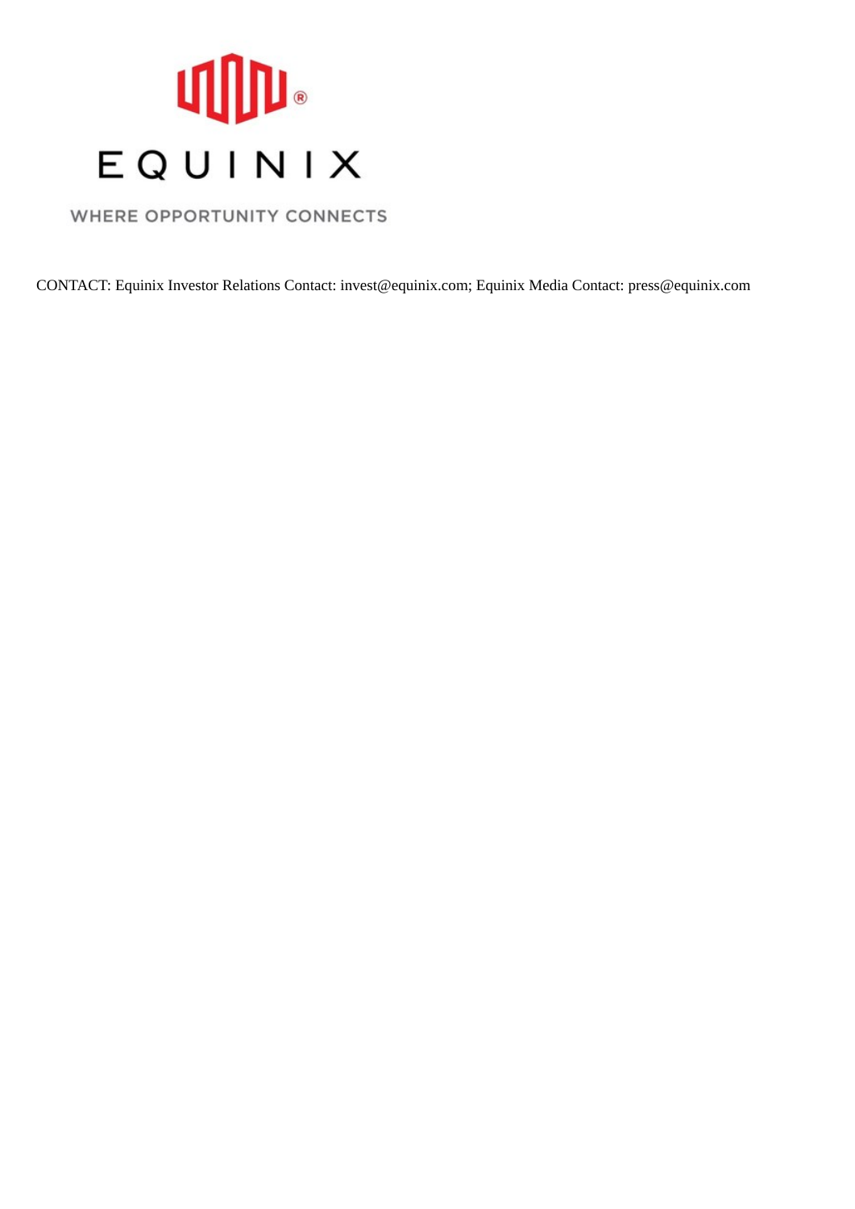EQUINIX

WHERE OPPORTUNITY CONNECTS

CONTACT: Equinix Investor Relations Contact: invest@equinix.com; Equinix Media Contact: press@equinix.com